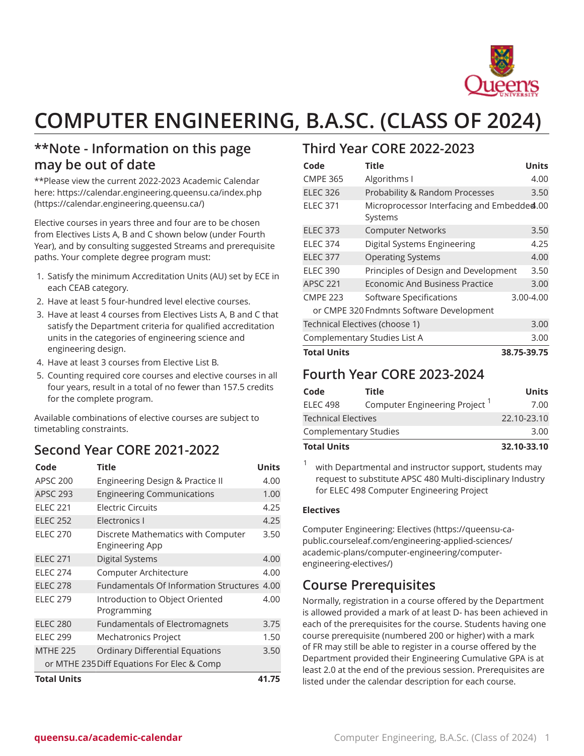# COMPUTER ENGINEERING, B.A.SC. (CLASS OF 2024)

## **Note - Information on this page may be out of date

**Please view the current 2022-2023 Academic Calendar here: https://calendar.engineering.queensu.ca/index.php (https://calendar.engineering.queensu.ca/)

Elective courses in years three and four are to be chosen from Electives Lists A, B and C shown below (under Fourth Year), and by consulting suggested Streams and prerequisite paths. Your complete degree program must:

1. Satisfy the minimum Accreditation Units (AU) set by ECE in each CEAB category.
2. Have at least 5 four-hundred level elective courses.
3. Have at least 4 courses from Electives Lists A, B and C that satisfy the Department criteria for qualified accreditation units in the categories of engineering science and engineering design.
4. Have at least 3 courses from Elective List B.
5. Counting required core courses and elective courses in all four years, result in a total of no fewer than 157.5 credits for the complete program.

Available combinations of elective courses are subject to timetabling constraints.

## Second Year CORE 2021-2022

| Code | Title | Units |
|---|---|---|
| APSC 200 | Engineering Design & Practice II | 4.00 |
| APSC 293 | Engineering Communications | 1.00 |
| ELEC 221 | Electric Circuits | 4.25 |
| ELEC 252 | Electronics I | 4.25 |
| ELEC 270 | Discrete Mathematics with Computer Engineering App | 3.50 |
| ELEC 271 | Digital Systems | 4.00 |
| ELEC 274 | Computer Architecture | 4.00 |
| ELEC 278 | Fundamentals Of Information Structures | 4.00 |
| ELEC 279 | Introduction to Object Oriented Programming | 4.00 |
| ELEC 280 | Fundamentals of Electromagnets | 3.75 |
| ELEC 299 | Mechatronics Project | 1.50 |
| MTHE 225 | Ordinary Differential Equations | 3.50 |
| or MTHE 235 | Diff Equations For Elec & Comp | |
| **Total Units** | | **41.75** |

## Third Year CORE 2022-2023

| Code | Title | Units |
|---|---|---|
| CMPE 365 | Algorithms I | 4.00 |
| ELEC 326 | Probability & Random Processes | 3.50 |
| ELEC 371 | Microprocessor Interfacing and Embedded Systems | 4.00 |
| ELEC 373 | Computer Networks | 3.50 |
| ELEC 374 | Digital Systems Engineering | 4.25 |
| ELEC 377 | Operating Systems | 4.00 |
| ELEC 390 | Principles of Design and Development | 3.50 |
| APSC 221 | Economic And Business Practice | 3.00 |
| CMPE 223 | Software Specifications | 3.00-4.00 |
| or CMPE 320 | Fndmnts Software Development | |
| Technical Electives (choose 1) | | 3.00 |
| Complementary Studies List A | | 3.00 |
| **Total Units** | | **38.75-39.75** |

## Fourth Year CORE 2023-2024

| Code | Title | Units |
|---|---|---|
| ELEC 498 | Computer Engineering Project [1] | 7.00 |
| Technical Electives | | 22.10-23.10 |
| Complementary Studies | | 3.00 |
| **Total Units** | | **32.10-33.10** |

[1] with Departmental and instructor support, students may request to substitute APSC 480 Multi-disciplinary Industry for ELEC 498 Computer Engineering Project

**Electives**

Computer Engineering: Electives (https://queensu-ca-public.courseleaf.com/engineering-applied-sciences/academic-plans/computer-engineering/computer-engineering-electives/)

## Course Prerequisites

Normally, registration in a course offered by the Department is allowed provided a mark of at least D- has been achieved in each of the prerequisites for the course. Students having one course prerequisite (numbered 200 or higher) with a mark of FR may still be able to register in a course offered by the Department provided their Engineering Cumulative GPA is at least 2.0 at the end of the previous session. Prerequisites are listed under the calendar description for each course.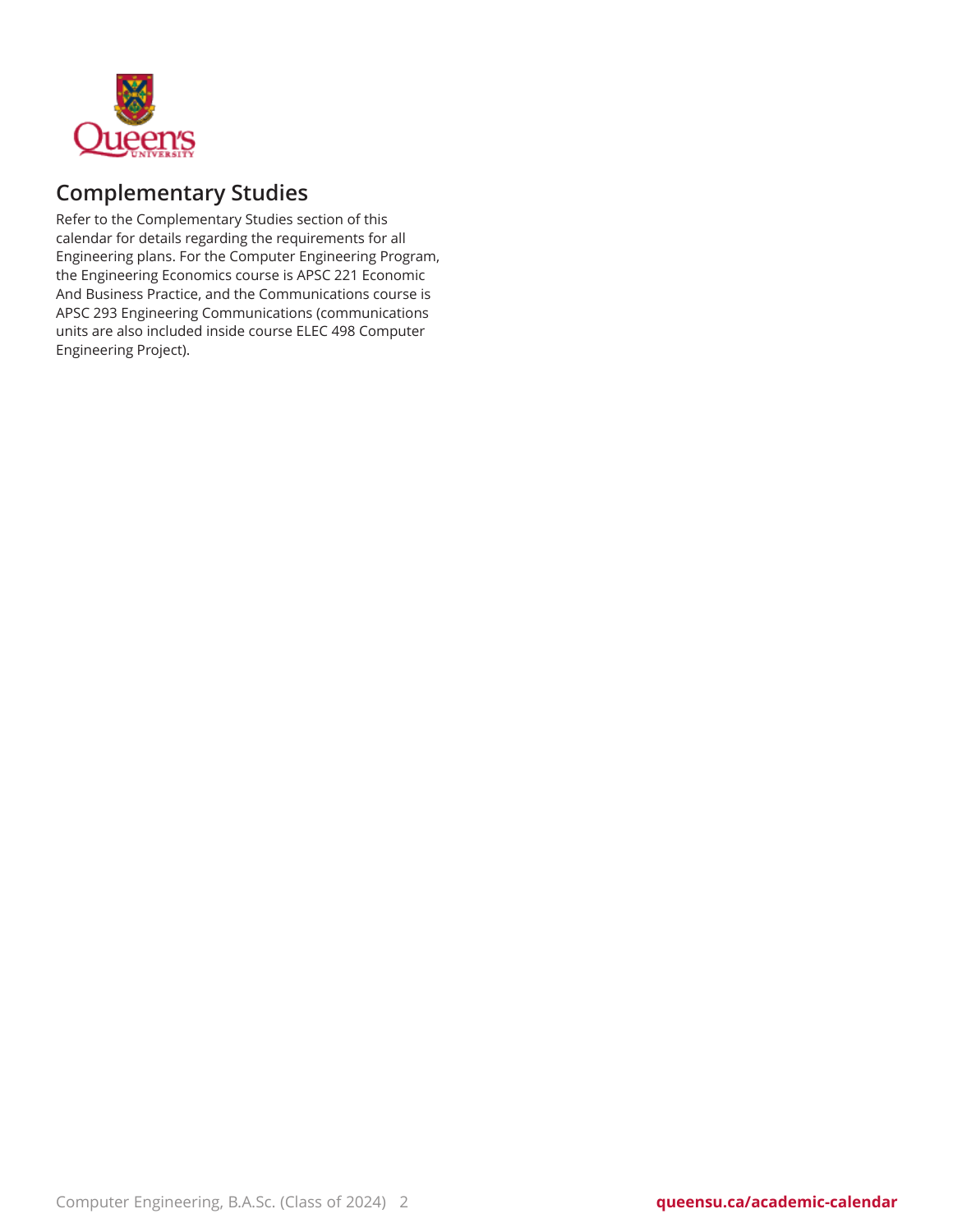## Complementary Studies

Refer to the Complementary Studies section of this calendar for details regarding the requirements for all Engineering plans. For the Computer Engineering Program, the Engineering Economics course is APSC 221 Economic And Business Practice, and the Communications course is APSC 293 Engineering Communications (communications units are also included inside course ELEC 498 Computer Engineering Project).